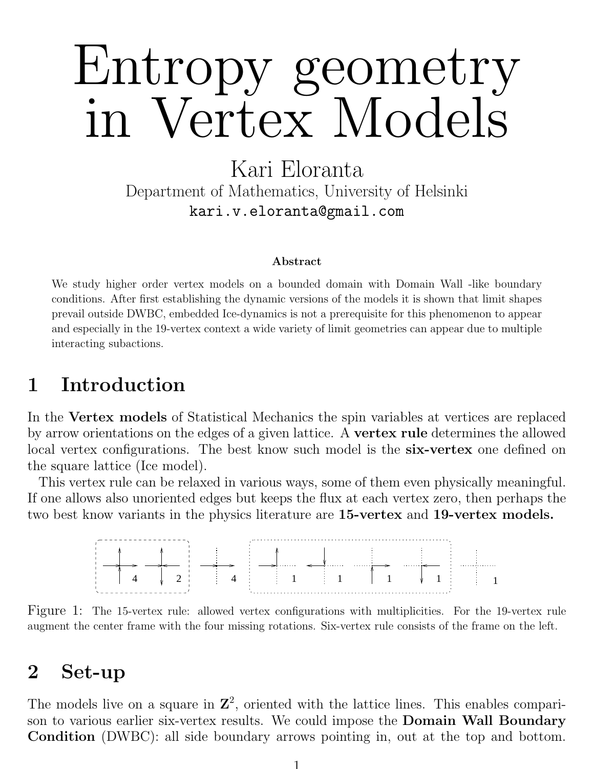# Entropy geometry in Vertex Models

Kari Eloranta

Department of Mathematics, University of Helsinki

kari.v.eloranta@gmail.com

**Abstract**

We study higher order vertex models on a bounded domain with Domain Wall -like boundary conditions. After first establishing the dynamic versions of the models it is shown that limit shapes prevail outside DWBC, embedded Ice-dynamics is not a prerequisite for this phenomenon to appear and especially in the 19-vertex context a wide variety of limit geometries can appear due to multiple interacting subactions.

## 1 Introduction

In the **Vertex models** of Statistical Mechanics the spin variables at vertices are replaced by arrow orientations on the edges of a given lattice. A **vertex rule** determines the allowed local vertex configurations. The best know such model is the **six-vertex** one defined on the square lattice (Ice model).

This vertex rule can be relaxed in various ways, some of them even physically meaningful. If one allows also unoriented edges but keeps the flux at each vertex zero, then perhaps the two best know variants in the physics literature are **15-vertex** and **19-vertex models.**

Figure 1: The 15-vertex rule: allowed vertex configurations with multiplicities. For the 19-vertex rule augment the center frame with the four missing rotations. Six-vertex rule consists of the frame on the left.

## 2 Set-up

The models live on a square in $\mathbf{Z}^2$, oriented with the lattice lines. This enables comparison to various earlier six-vertex results. We could impose the **Domain Wall Boundary Condition** (DWBC): all side boundary arrows pointing in, out at the top and bottom.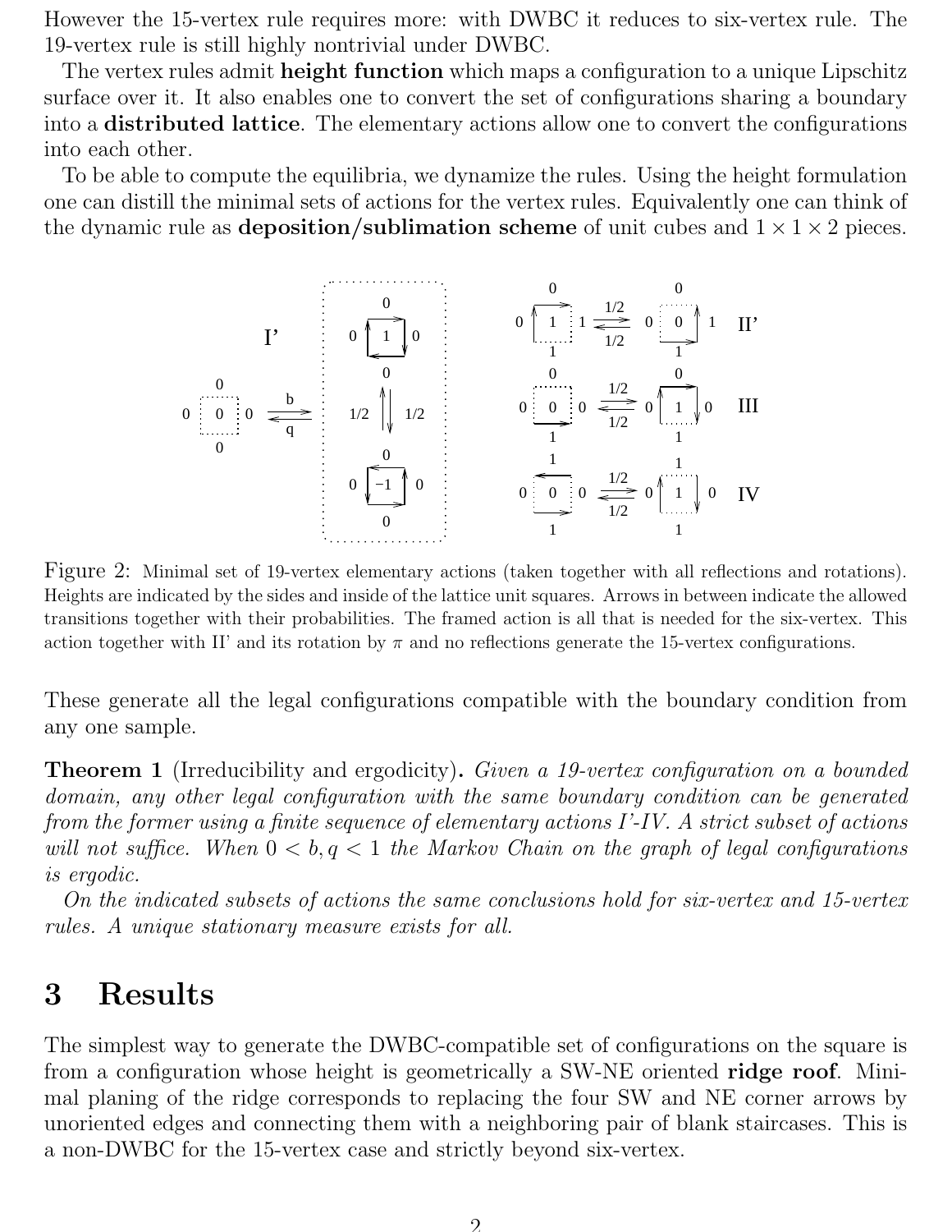However the 15-vertex rule requires more: with DWBC it reduces to six-vertex rule. The 19-vertex rule is still highly nontrivial under DWBC.

The vertex rules admit **height function** which maps a configuration to a unique Lipschitz surface over it. It also enables one to convert the set of configurations sharing a boundary into a **distributed lattice**. The elementary actions allow one to convert the configurations into each other.

To be able to compute the equilibria, we dynamize the rules. Using the height formulation one can distill the minimal sets of actions for the vertex rules. Equivalently one can think of the dynamic rule as **deposition/sublimation scheme** of unit cubes and $1 \times 1 \times 2$ pieces.

Figure 2: Minimal set of 19-vertex elementary actions (taken together with all reflections and rotations). Heights are indicated by the sides and inside of the lattice unit squares. Arrows in between indicate the allowed transitions together with their probabilities. The framed action is all that is needed for the six-vertex. This action together with II' and its rotation by $\pi$ and no reflections generate the 15-vertex configurations.

These generate all the legal configurations compatible with the boundary condition from any one sample.

**Theorem 1** (Irreducibility and ergodicity)**.** *Given a 19-vertex configuration on a bounded domain, any other legal configuration with the same boundary condition can be generated from the former using a finite sequence of elementary actions I'-IV. A strict subset of actions will not suffice. When $0 < b, q < 1$ the Markov Chain on the graph of legal configurations is ergodic.*

*On the indicated subsets of actions the same conclusions hold for six-vertex and 15-vertex rules. A unique stationary measure exists for all.*

# 3 Results

The simplest way to generate the DWBC-compatible set of configurations on the square is from a configuration whose height is geometrically a SW-NE oriented **ridge roof**. Minimal planing of the ridge corresponds to replacing the four SW and NE corner arrows by unoriented edges and connecting them with a neighboring pair of blank staircases. This is a non-DWBC for the 15-vertex case and strictly beyond six-vertex.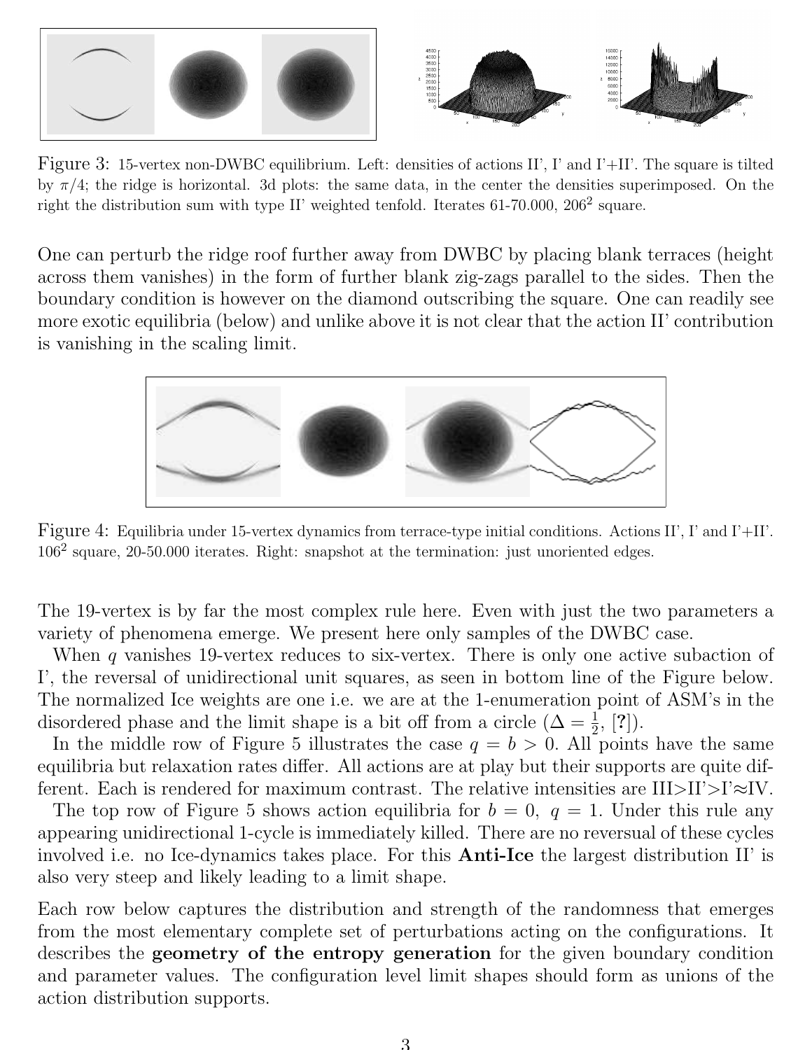Figure 3: 15-vertex non-DWBC equilibrium. Left: densities of actions II', I' and I'+II'. The square is tilted by $\pi/4$; the ridge is horizontal. 3d plots: the same data, in the center the densities superimposed. On the right the distribution sum with type II' weighted tenfold. Iterates 61-70.000, $206^2$ square.

One can perturb the ridge roof further away from DWBC by placing blank terraces (height across them vanishes) in the form of further blank zig-zags parallel to the sides. Then the boundary condition is however on the diamond outscribing the square. One can readily see more exotic equilibria (below) and unlike above it is not clear that the action II' contribution is vanishing in the scaling limit.

Figure 4: Equilibria under 15-vertex dynamics from terrace-type initial conditions. Actions II', I' and I'+II'. $106^2$ square, 20-50.000 iterates. Right: snapshot at the termination: just unoriented edges.

The 19-vertex is by far the most complex rule here. Even with just the two parameters a variety of phenomena emerge. We present here only samples of the DWBC case.

When $q$ vanishes 19-vertex reduces to six-vertex. There is only one active subaction of I', the reversal of unidirectional unit squares, as seen in bottom line of the Figure below. The normalized Ice weights are one i.e. we are at the 1-enumeration point of ASM's in the disordered phase and the limit shape is a bit off from a circle ($\Delta = \frac{1}{2}$, [?]).

In the middle row of Figure 5 illustrates the case $q = b > 0$. All points have the same equilibria but relaxation rates differ. All actions are at play but their supports are quite different. Each is rendered for maximum contrast. The relative intensities are III>II'>I'≈IV.

The top row of Figure 5 shows action equilibria for $b = 0$, $q = 1$. Under this rule any appearing unidirectional 1-cycle is immediately killed. There are no reversual of these cycles involved i.e. no Ice-dynamics takes place. For this **Anti-Ice** the largest distribution II' is also very steep and likely leading to a limit shape.

Each row below captures the distribution and strength of the randomness that emerges from the most elementary complete set of perturbations acting on the configurations. It describes the **geometry of the entropy generation** for the given boundary condition and parameter values. The configuration level limit shapes should form as unions of the action distribution supports.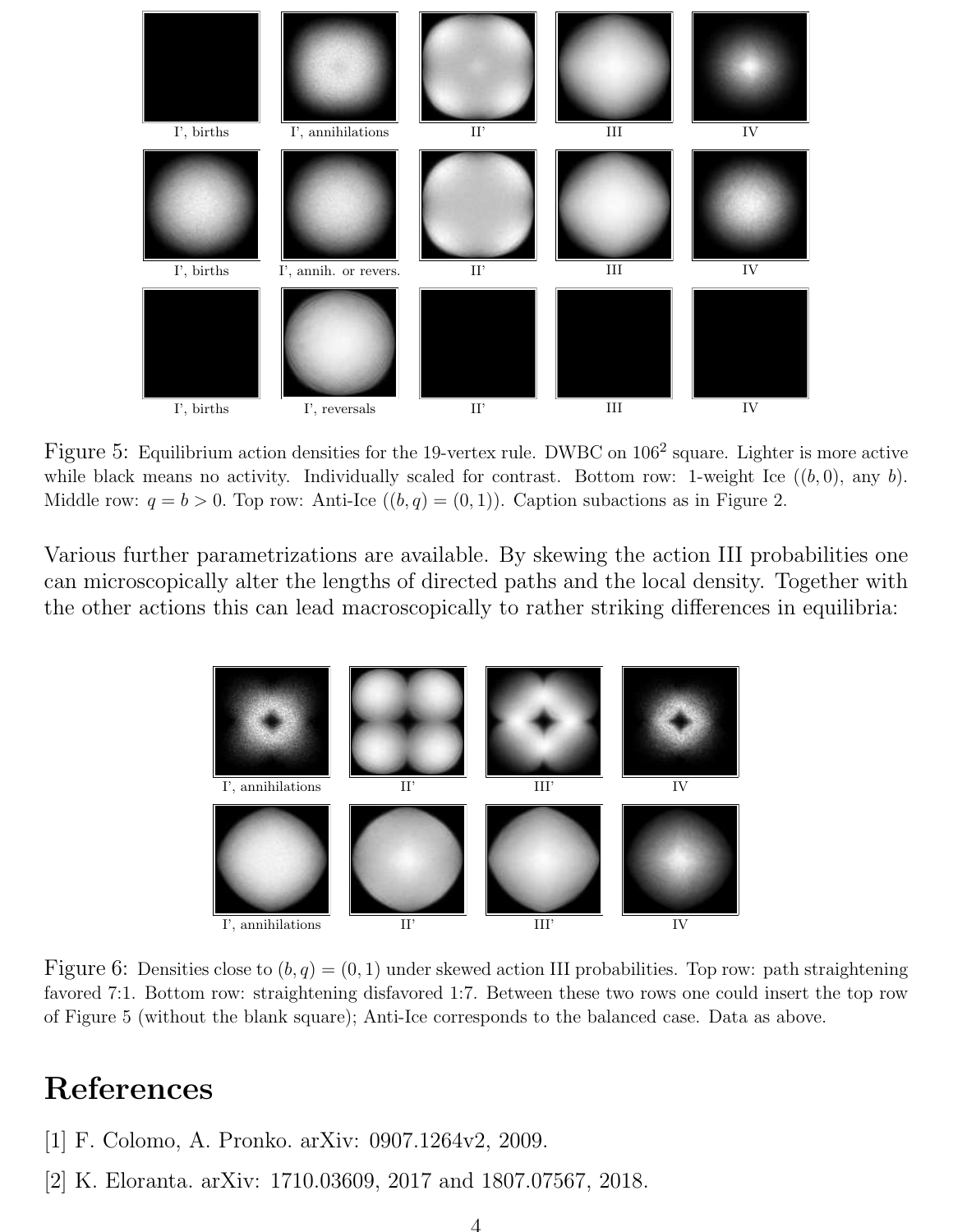I', births

I', annihilations

II'

III

IV

I', births

I', annih. or revers.

II'

III

IV

I', births

I', reversals

II'

III

IV

Figure 5: Equilibrium action densities for the 19-vertex rule. DWBC on $106^2$ square. Lighter is more active while black means no activity. Individually scaled for contrast. Bottom row: 1-weight Ice ($(b, 0)$, any $b$). Middle row: $q = b > 0$. Top row: Anti-Ice ($(b, q) = (0, 1)$). Caption subactions as in Figure 2.

Various further parametrizations are available. By skewing the action III probabilities one can microscopically alter the lengths of directed paths and the local density. Together with the other actions this can lead macroscopically to rather striking differences in equilibria:

I', annihilations

II'

III'

IV

I', annihilations

II'

III'

IV

Figure 6: Densities close to $(b, q) = (0, 1)$ under skewed action III probabilities. Top row: path straightening favored 7:1. Bottom row: straightening disfavored 1:7. Between these two rows one could insert the top row of Figure 5 (without the blank square); Anti-Ice corresponds to the balanced case. Data as above.

# References

[1] F. Colomo, A. Pronko. arXiv: 0907.1264v2, 2009.

[2] K. Eloranta. arXiv: 1710.03609, 2017 and 1807.07567, 2018.